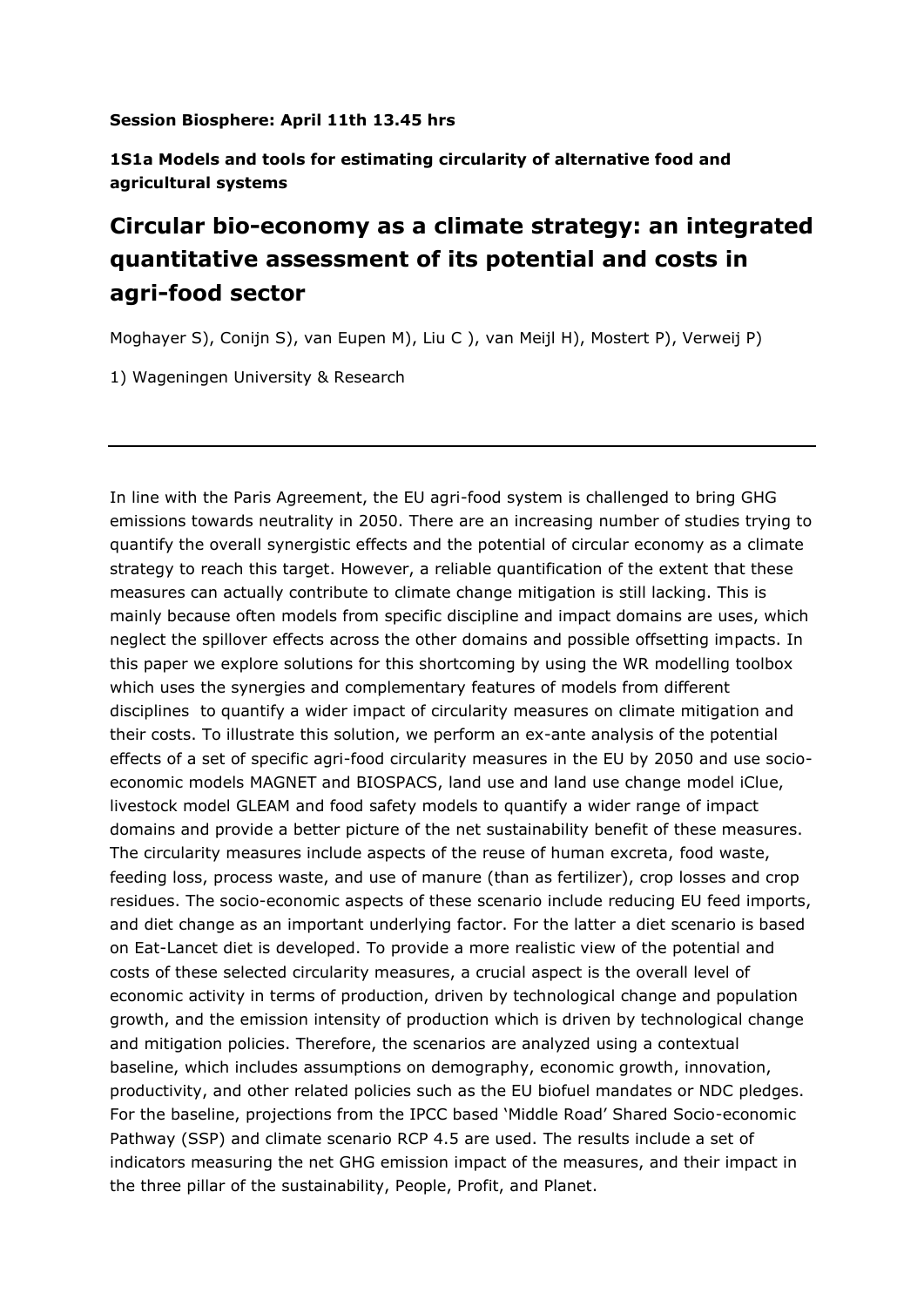**Session Biosphere: April 11th 13.45 hrs**

**1S1a Models and tools for estimating circularity of alternative food and agricultural systems**

# Circular bio-economy as a climate strategy: an integrated quantitative assessment of its potential and costs in agri-food sector

Moghayer S), Conijn S), van Eupen M), Liu C ), van Meijl H), Mostert P), Verweij P)

1) Wageningen University & Research

---

In line with the Paris Agreement, the EU agri-food system is challenged to bring GHG emissions towards neutrality in 2050. There are an increasing number of studies trying to quantify the overall synergistic effects and the potential of circular economy as a climate strategy to reach this target. However, a reliable quantification of the extent that these measures can actually contribute to climate change mitigation is still lacking. This is mainly because often models from specific discipline and impact domains are uses, which neglect the spillover effects across the other domains and possible offsetting impacts. In this paper we explore solutions for this shortcoming by using the WR modelling toolbox which uses the synergies and complementary features of models from different disciplines to quantify a wider impact of circularity measures on climate mitigation and their costs. To illustrate this solution, we perform an ex-ante analysis of the potential effects of a set of specific agri-food circularity measures in the EU by 2050 and use socio-economic models MAGNET and BIOSPACS, land use and land use change model iClue, livestock model GLEAM and food safety models to quantify a wider range of impact domains and provide a better picture of the net sustainability benefit of these measures. The circularity measures include aspects of the reuse of human excreta, food waste, feeding loss, process waste, and use of manure (than as fertilizer), crop losses and crop residues. The socio-economic aspects of these scenario include reducing EU feed imports, and diet change as an important underlying factor. For the latter a diet scenario is based on Eat-Lancet diet is developed. To provide a more realistic view of the potential and costs of these selected circularity measures, a crucial aspect is the overall level of economic activity in terms of production, driven by technological change and population growth, and the emission intensity of production which is driven by technological change and mitigation policies. Therefore, the scenarios are analyzed using a contextual baseline, which includes assumptions on demography, economic growth, innovation, productivity, and other related policies such as the EU biofuel mandates or NDC pledges. For the baseline, projections from the IPCC based 'Middle Road' Shared Socio-economic Pathway (SSP) and climate scenario RCP 4.5 are used. The results include a set of indicators measuring the net GHG emission impact of the measures, and their impact in the three pillar of the sustainability, People, Profit, and Planet.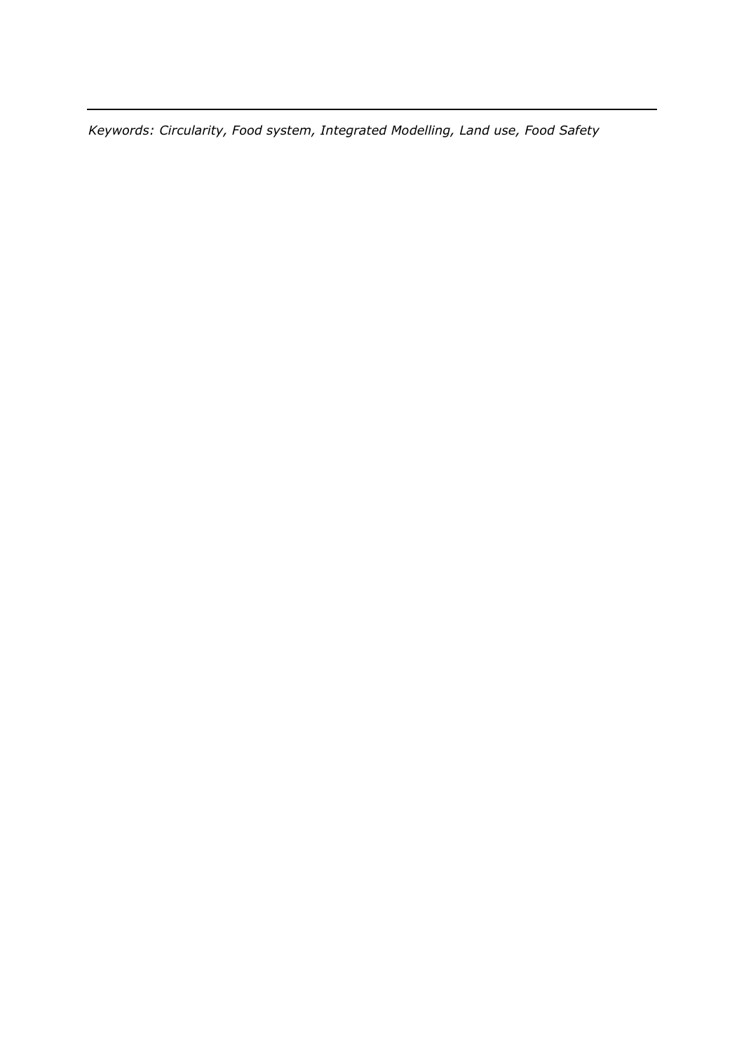---

*Keywords: Circularity, Food system, Integrated Modelling, Land use, Food Safety*